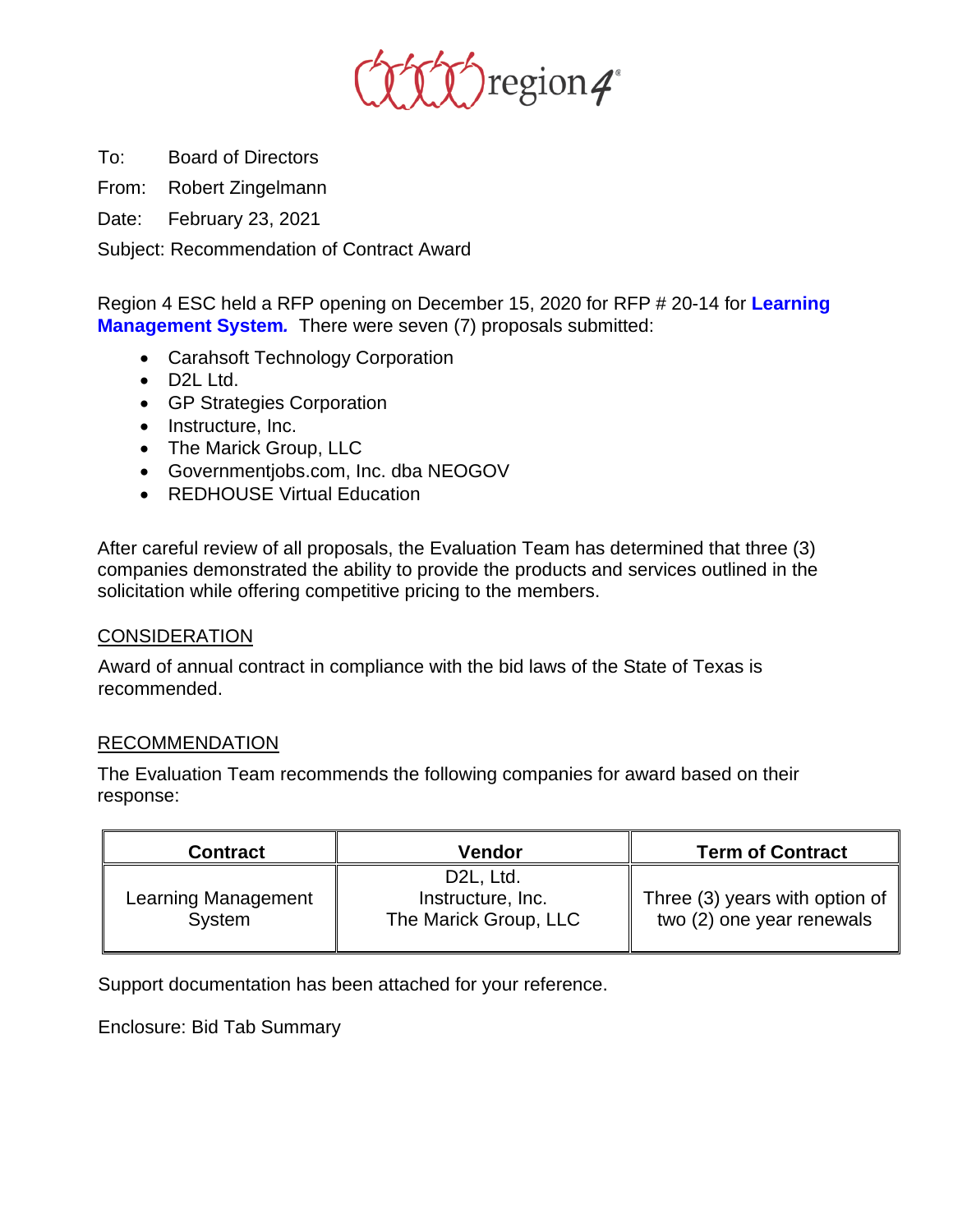region4®

To: Board of Directors

From: Robert Zingelmann

Date: February 23, 2021

Subject: Recommendation of Contract Award

Region 4 ESC held a RFP opening on December 15, 2020 for RFP # 20-14 for **Learning Management System.** There were seven (7) proposals submitted:

- Carahsoft Technology Corporation
- D2L Ltd.
- GP Strategies Corporation
- Instructure, Inc.
- The Marick Group, LLC
- Governmentjobs.com, Inc. dba NEOGOV
- REDHOUSE Virtual Education

After careful review of all proposals, the Evaluation Team has determined that three (3) companies demonstrated the ability to provide the products and services outlined in the solicitation while offering competitive pricing to the members.

## CONSIDERATION

Award of annual contract in compliance with the bid laws of the State of Texas is recommended.

## RECOMMENDATION

The Evaluation Team recommends the following companies for award based on their response:

| Contract | Vendor | Term of Contract |
|---|---|---|
| Learning Management System | D2L, Ltd.<br>Instructure, Inc.<br>The Marick Group, LLC | Three (3) years with option of two (2) one year renewals |

Support documentation has been attached for your reference.

Enclosure: Bid Tab Summary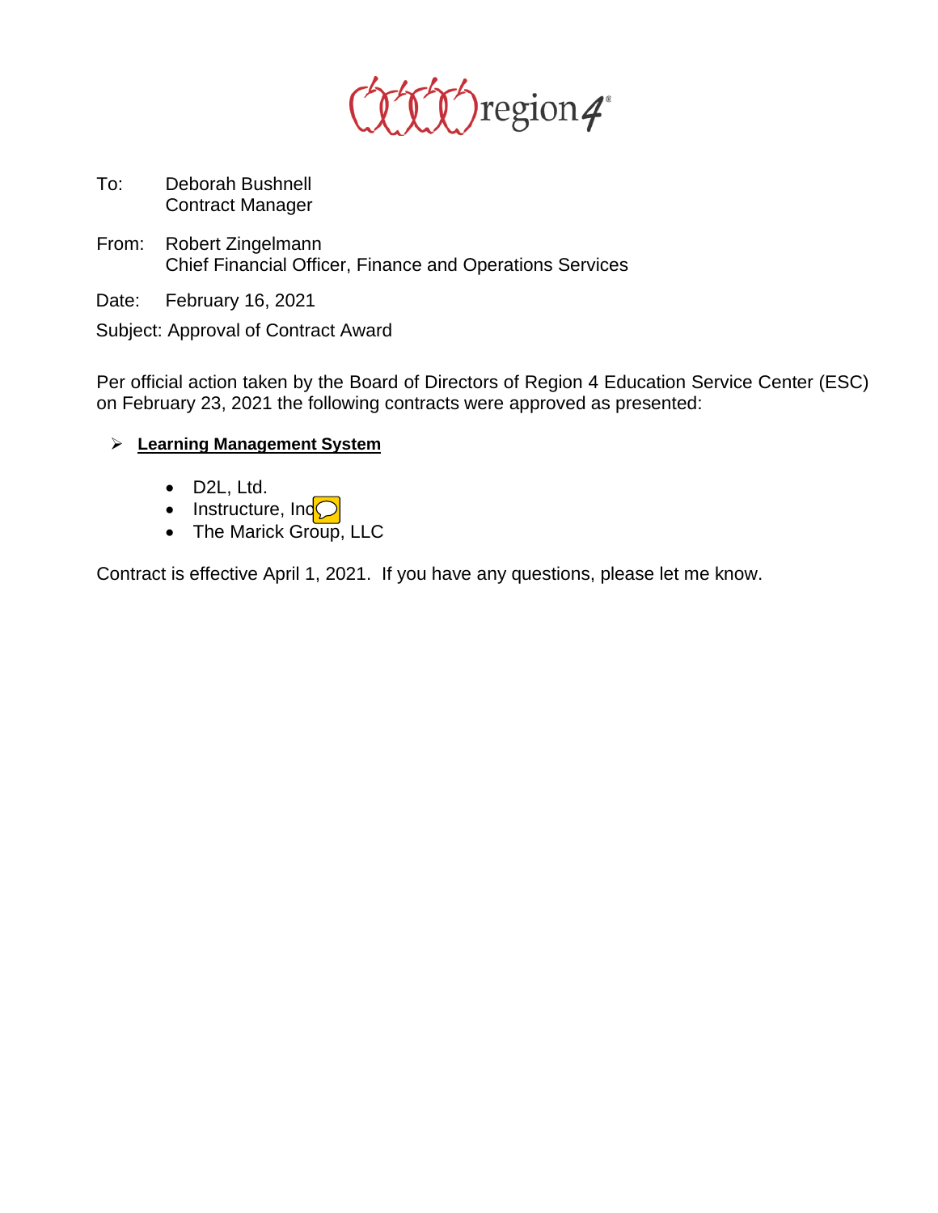region4

To: Deborah Bushnell
Contract Manager

From: Robert Zingelmann
Chief Financial Officer, Finance and Operations Services

Date: February 16, 2021

Subject: Approval of Contract Award

Per official action taken by the Board of Directors of Region 4 Education Service Center (ESC) on February 23, 2021 the following contracts were approved as presented:

- **Learning Management System**
  - D2L, Ltd.
  - Instructure, Inc
  - The Marick Group, LLC

Contract is effective April 1, 2021. If you have any questions, please let me know.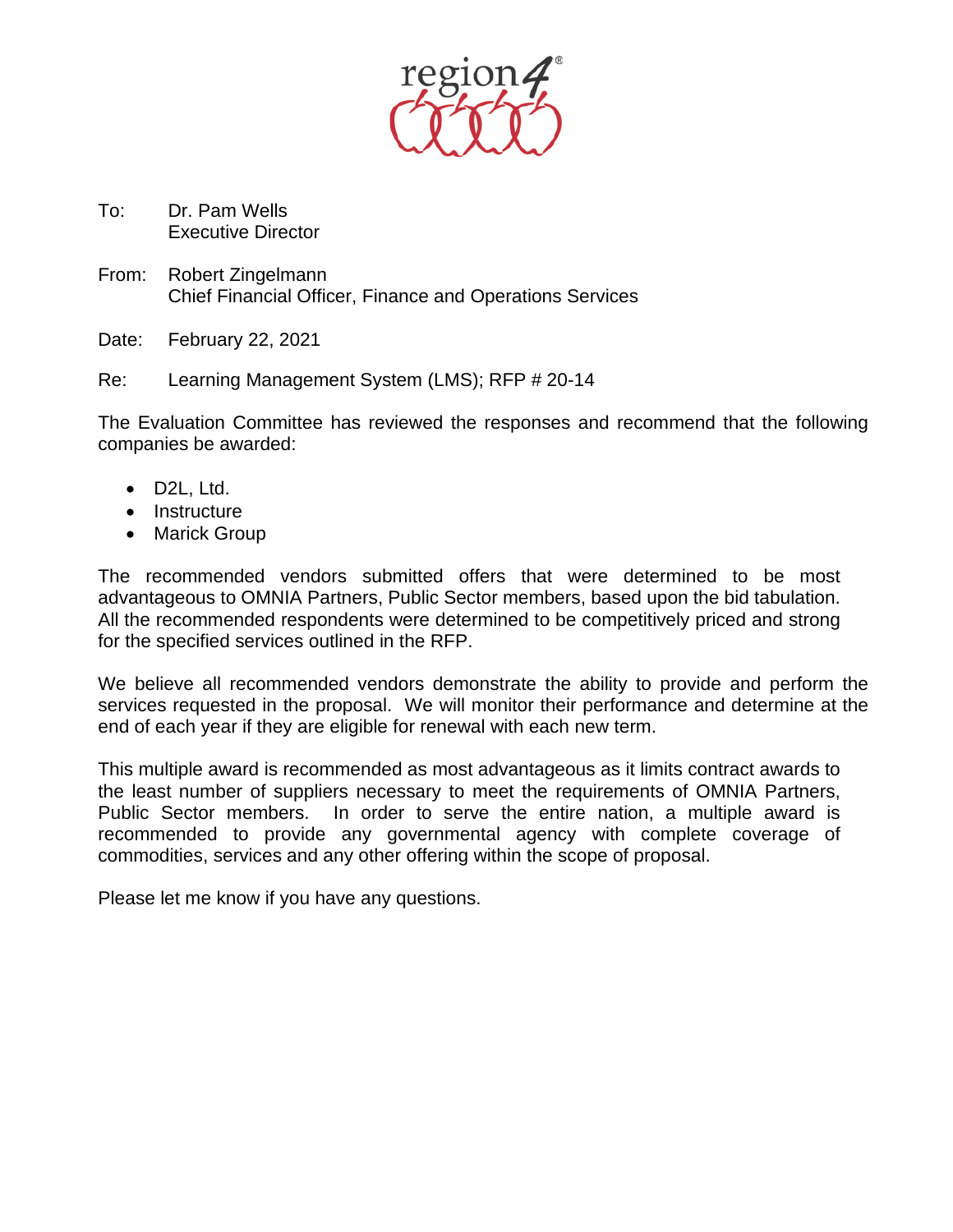To: Dr. Pam Wells
Executive Director

From: Robert Zingelmann
Chief Financial Officer, Finance and Operations Services

Date: February 22, 2021

Re: Learning Management System (LMS); RFP # 20-14

The Evaluation Committee has reviewed the responses and recommend that the following companies be awarded:

- D2L, Ltd.
- Instructure
- Marick Group

The recommended vendors submitted offers that were determined to be most advantageous to OMNIA Partners, Public Sector members, based upon the bid tabulation. All the recommended respondents were determined to be competitively priced and strong for the specified services outlined in the RFP.

We believe all recommended vendors demonstrate the ability to provide and perform the services requested in the proposal. We will monitor their performance and determine at the end of each year if they are eligible for renewal with each new term.

This multiple award is recommended as most advantageous as it limits contract awards to the least number of suppliers necessary to meet the requirements of OMNIA Partners, Public Sector members. In order to serve the entire nation, a multiple award is recommended to provide any governmental agency with complete coverage of commodities, services and any other offering within the scope of proposal.

Please let me know if you have any questions.